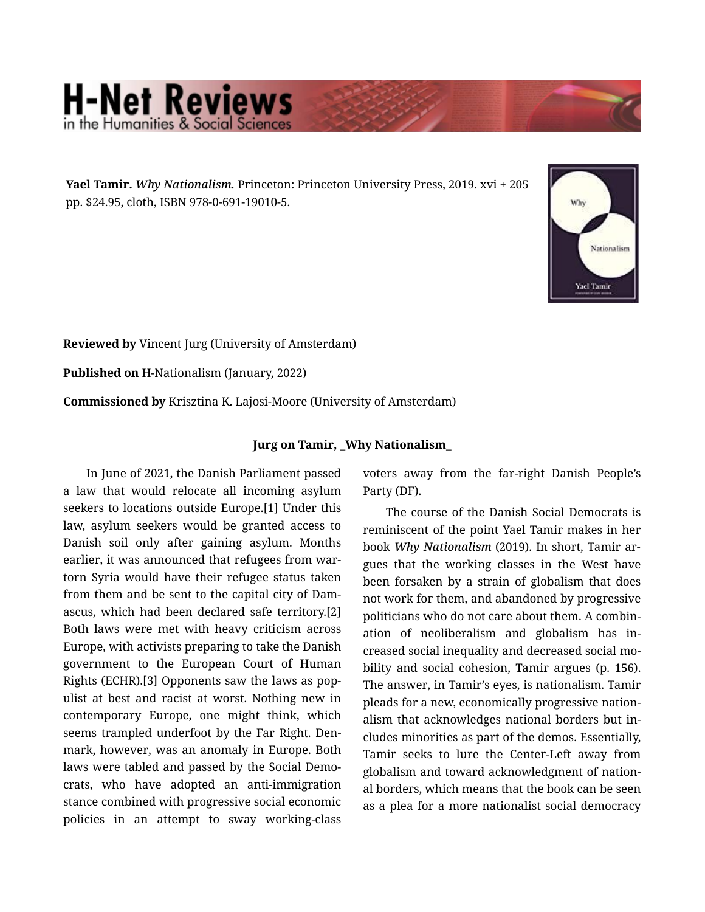**Yael Tamir.** *Why Nationalism.* Princeton: Princeton University Press, 2019. xvi + 205 pp. $24.95, cloth, ISBN 978-0-691-19010-5.

**Reviewed by** Vincent Jurg (University of Amsterdam)

**Published on** H-Nationalism (January, 2022)

**Commissioned by** Krisztina K. Lajosi-Moore (University of Amsterdam)

**Jurg on Tamir, _Why Nationalism_**

In June of 2021, the Danish Parliament passed a law that would relocate all incoming asylum seekers to locations outside Europe.[1] Under this law, asylum seekers would be granted access to Danish soil only after gaining asylum. Months earlier, it was announced that refugees from war-torn Syria would have their refugee status taken from them and be sent to the capital city of Damascus, which had been declared safe territory.[2] Both laws were met with heavy criticism across Europe, with activists preparing to take the Danish government to the European Court of Human Rights (ECHR).[3] Opponents saw the laws as populist at best and racist at worst. Nothing new in contemporary Europe, one might think, which seems trampled underfoot by the Far Right. Denmark, however, was an anomaly in Europe. Both laws were tabled and passed by the Social Democrats, who have adopted an anti-immigration stance combined with progressive social economic policies in an attempt to sway working-class voters away from the far-right Danish People's Party (DF).

The course of the Danish Social Democrats is reminiscent of the point Yael Tamir makes in her book *Why Nationalism* (2019). In short, Tamir argues that the working classes in the West have been forsaken by a strain of globalism that does not work for them, and abandoned by progressive politicians who do not care about them. A combination of neoliberalism and globalism has increased social inequality and decreased social mobility and social cohesion, Tamir argues (p. 156). The answer, in Tamir's eyes, is nationalism. Tamir pleads for a new, economically progressive nationalism that acknowledges national borders but includes minorities as part of the demos. Essentially, Tamir seeks to lure the Center-Left away from globalism and toward acknowledgment of national borders, which means that the book can be seen as a plea for a more nationalist social democracy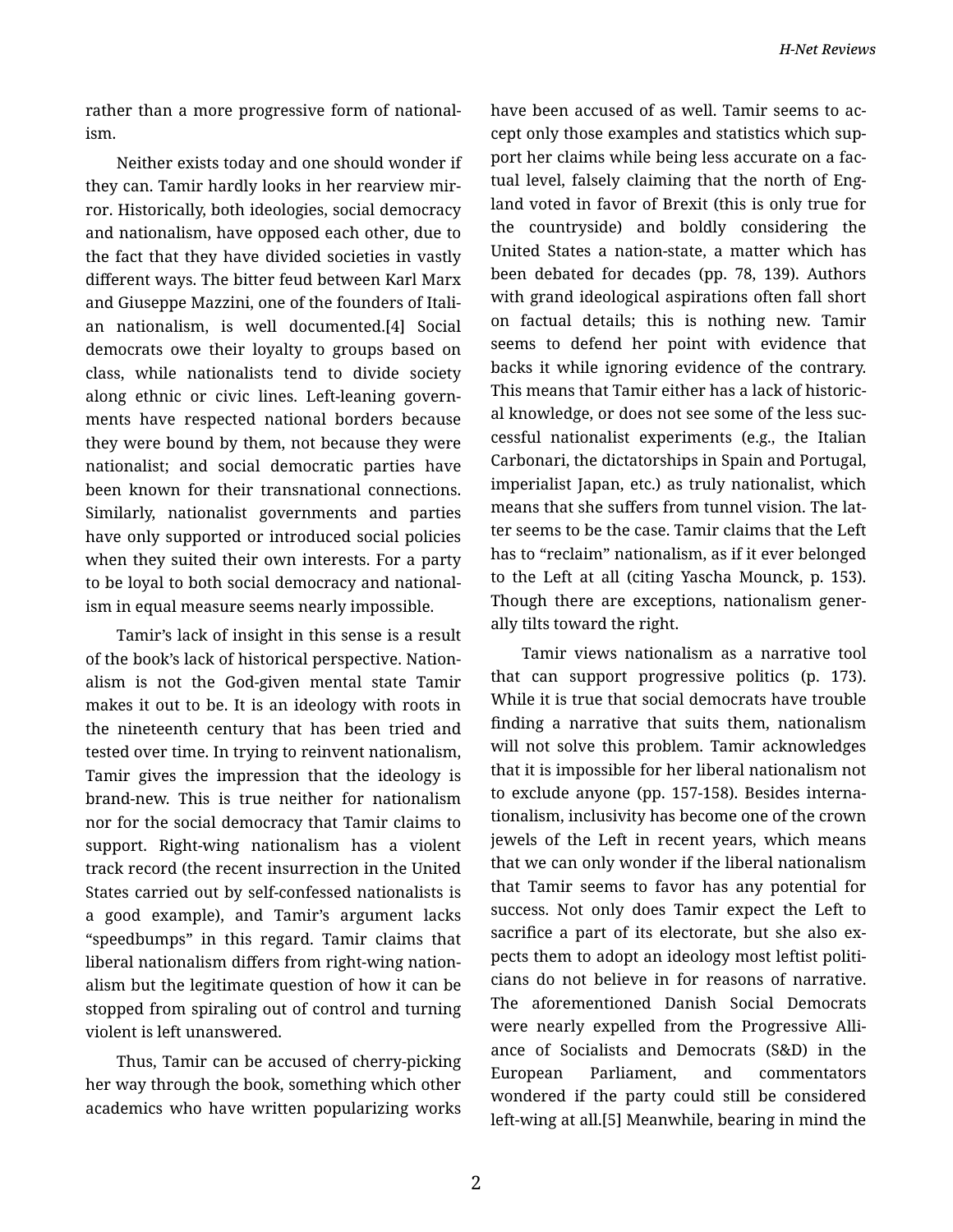rather than a more progressive form of nationalism.

Neither exists today and one should wonder if they can. Tamir hardly looks in her rearview mirror. Historically, both ideologies, social democracy and nationalism, have opposed each other, due to the fact that they have divided societies in vastly different ways. The bitter feud between Karl Marx and Giuseppe Mazzini, one of the founders of Italian nationalism, is well documented.[4] Social democrats owe their loyalty to groups based on class, while nationalists tend to divide society along ethnic or civic lines. Left-leaning governments have respected national borders because they were bound by them, not because they were nationalist; and social democratic parties have been known for their transnational connections. Similarly, nationalist governments and parties have only supported or introduced social policies when they suited their own interests. For a party to be loyal to both social democracy and nationalism in equal measure seems nearly impossible.

Tamir's lack of insight in this sense is a result of the book's lack of historical perspective. Nationalism is not the God-given mental state Tamir makes it out to be. It is an ideology with roots in the nineteenth century that has been tried and tested over time. In trying to reinvent nationalism, Tamir gives the impression that the ideology is brand-new. This is true neither for nationalism nor for the social democracy that Tamir claims to support. Right-wing nationalism has a violent track record (the recent insurrection in the United States carried out by self-confessed nationalists is a good example), and Tamir's argument lacks "speedbumps" in this regard. Tamir claims that liberal nationalism differs from right-wing nationalism but the legitimate question of how it can be stopped from spiraling out of control and turning violent is left unanswered.

Thus, Tamir can be accused of cherry-picking her way through the book, something which other academics who have written popularizing works have been accused of as well. Tamir seems to accept only those examples and statistics which support her claims while being less accurate on a factual level, falsely claiming that the north of England voted in favor of Brexit (this is only true for the countryside) and boldly considering the United States a nation-state, a matter which has been debated for decades (pp. 78, 139). Authors with grand ideological aspirations often fall short on factual details; this is nothing new. Tamir seems to defend her point with evidence that backs it while ignoring evidence of the contrary. This means that Tamir either has a lack of historical knowledge, or does not see some of the less successful nationalist experiments (e.g., the Italian Carbonari, the dictatorships in Spain and Portugal, imperialist Japan, etc.) as truly nationalist, which means that she suffers from tunnel vision. The latter seems to be the case. Tamir claims that the Left has to "reclaim" nationalism, as if it ever belonged to the Left at all (citing Yascha Mounck, p. 153). Though there are exceptions, nationalism generally tilts toward the right.

Tamir views nationalism as a narrative tool that can support progressive politics (p. 173). While it is true that social democrats have trouble finding a narrative that suits them, nationalism will not solve this problem. Tamir acknowledges that it is impossible for her liberal nationalism not to exclude anyone (pp. 157-158). Besides internationalism, inclusivity has become one of the crown jewels of the Left in recent years, which means that we can only wonder if the liberal nationalism that Tamir seems to favor has any potential for success. Not only does Tamir expect the Left to sacrifice a part of its electorate, but she also expects them to adopt an ideology most leftist politicians do not believe in for reasons of narrative. The aforementioned Danish Social Democrats were nearly expelled from the Progressive Alliance of Socialists and Democrats (S&D) in the European Parliament, and commentators wondered if the party could still be considered left-wing at all.[5] Meanwhile, bearing in mind the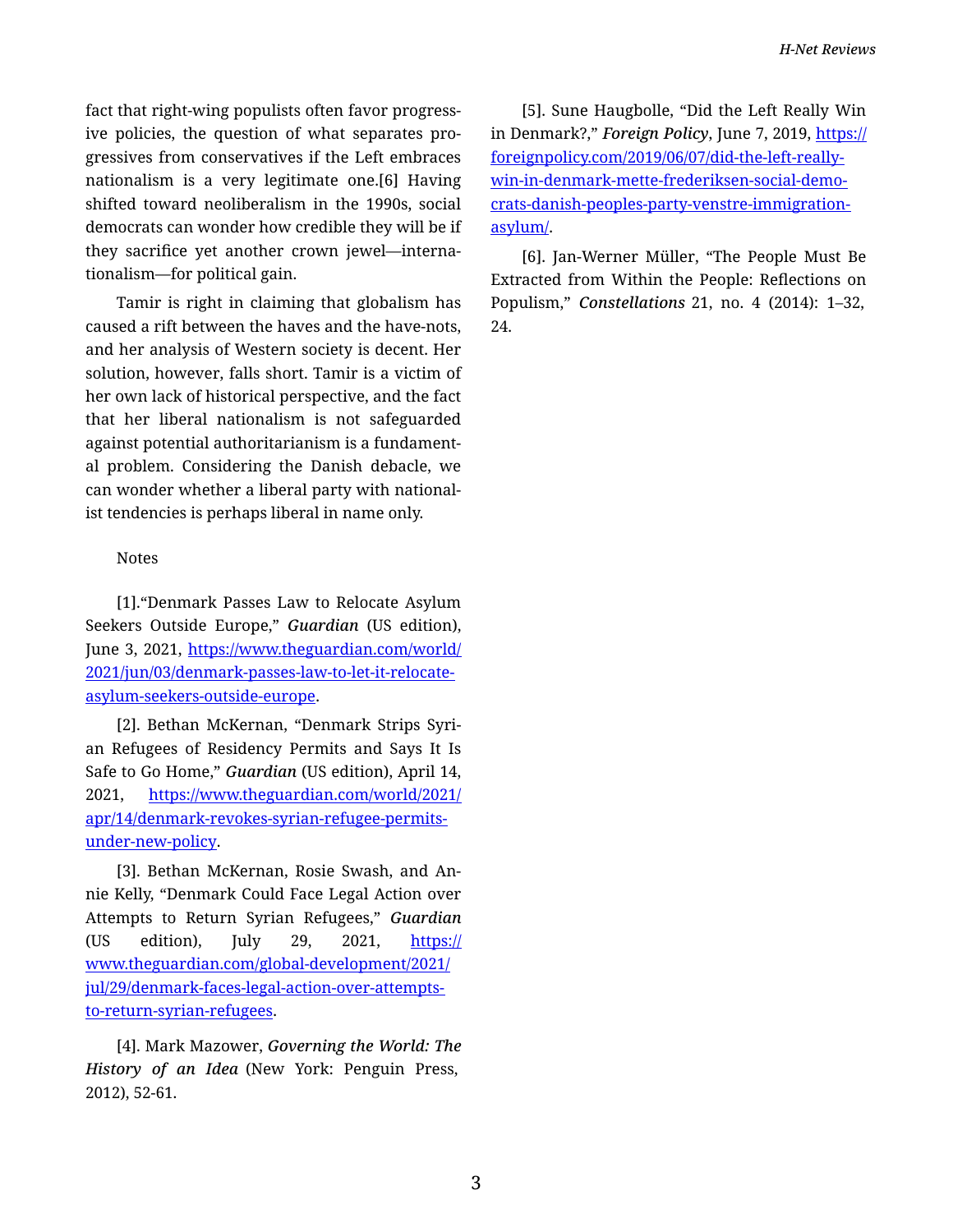fact that right-wing populists often favor progressive policies, the question of what separates progressives from conservatives if the Left embraces nationalism is a very legitimate one.[6] Having shifted toward neoliberalism in the 1990s, social democrats can wonder how credible they will be if they sacrifice yet another crown jewel—internationalism—for political gain.

Tamir is right in claiming that globalism has caused a rift between the haves and the have-nots, and her analysis of Western society is decent. Her solution, however, falls short. Tamir is a victim of her own lack of historical perspective, and the fact that her liberal nationalism is not safeguarded against potential authoritarianism is a fundamental problem. Considering the Danish debacle, we can wonder whether a liberal party with nationalist tendencies is perhaps liberal in name only.

Notes

[1].“Denmark Passes Law to Relocate Asylum Seekers Outside Europe,” ***Guardian*** (US edition), June 3, 2021, https://www.theguardian.com/world/2021/jun/03/denmark-passes-law-to-let-it-relocate-asylum-seekers-outside-europe.

[2]. Bethan McKernan, “Denmark Strips Syrian Refugees of Residency Permits and Says It Is Safe to Go Home,” ***Guardian*** (US edition), April 14, 2021, https://www.theguardian.com/world/2021/apr/14/denmark-revokes-syrian-refugee-permits-under-new-policy.

[3]. Bethan McKernan, Rosie Swash, and Annie Kelly, “Denmark Could Face Legal Action over Attempts to Return Syrian Refugees,” ***Guardian*** (US edition), July 29, 2021, https://www.theguardian.com/global-development/2021/jul/29/denmark-faces-legal-action-over-attempts-to-return-syrian-refugees.

[4]. Mark Mazower, ***Governing the World: The History of an Idea*** (New York: Penguin Press, 2012), 52-61.

[5]. Sune Haugbolle, “Did the Left Really Win in Denmark?,” ***Foreign Policy***, June 7, 2019, https://foreignpolicy.com/2019/06/07/did-the-left-really-win-in-denmark-mette-frederiksen-social-democrats-danish-peoples-party-venstre-immigration-asylum/.

[6]. Jan-Werner Müller, “The People Must Be Extracted from Within the People: Reflections on Populism,” ***Constellations*** 21, no. 4 (2014): 1–32, 24.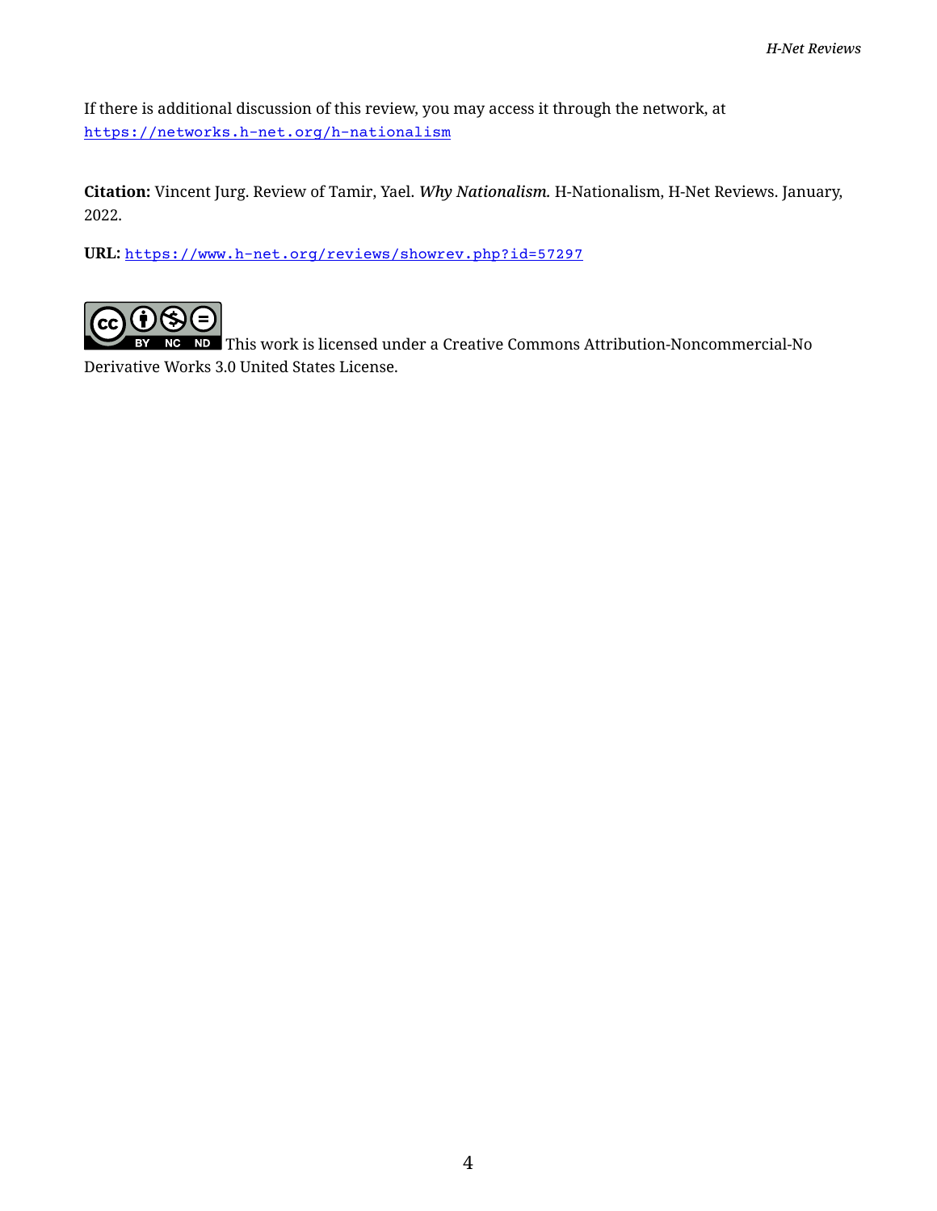If there is additional discussion of this review, you may access it through the network, at https://networks.h-net.org/h-nationalism

**Citation:** Vincent Jurg. Review of Tamir, Yael. ***Why Nationalism.*** H-Nationalism, H-Net Reviews. January, 2022.

**URL:** https://www.h-net.org/reviews/showrev.php?id=57297

This work is licensed under a Creative Commons Attribution-Noncommercial-No Derivative Works 3.0 United States License.